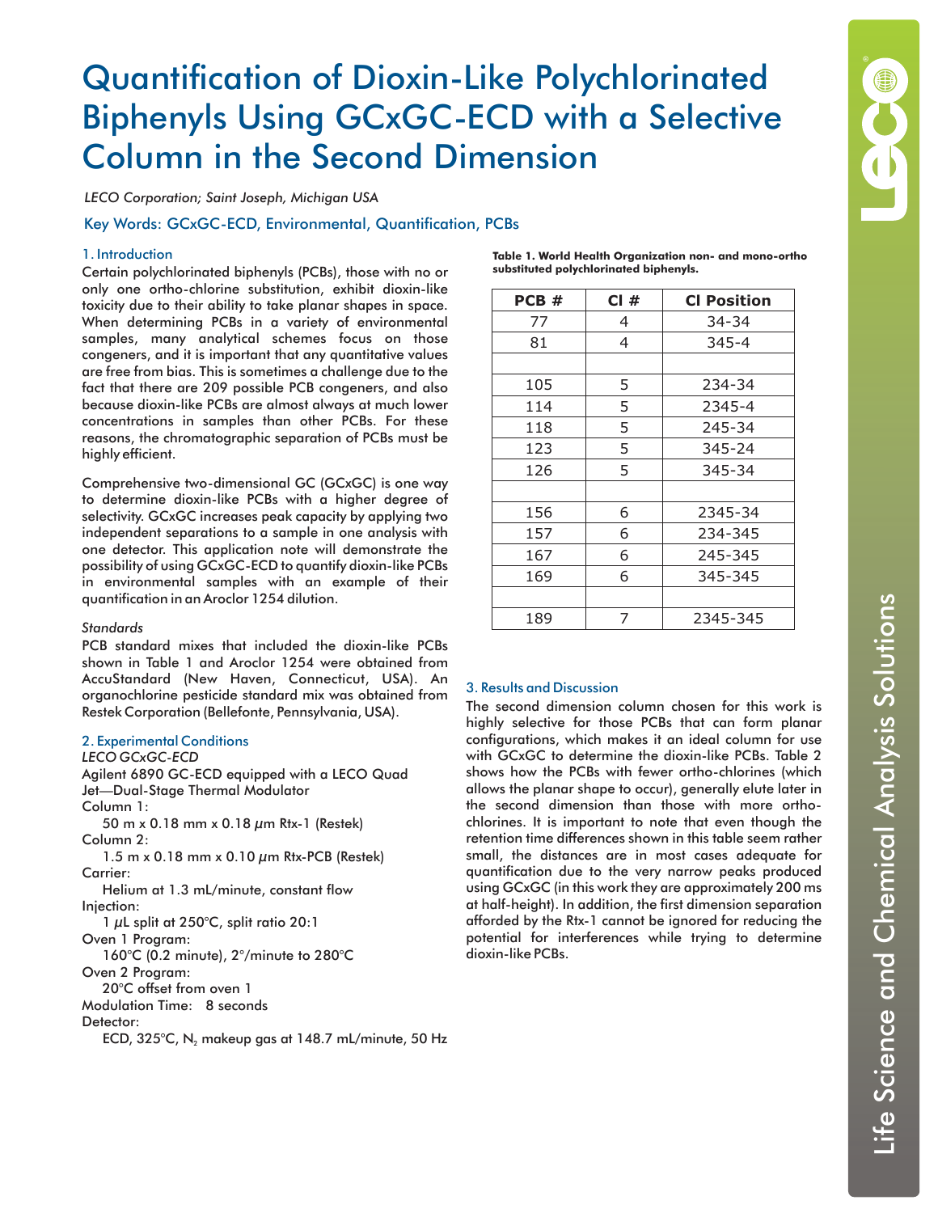# Quantification of Dioxin-Like Polychlorinated Biphenyls Using GCxGC-ECD with a Selective Column in the Second Dimension

*LECO Corporation; Saint Joseph, Michigan USA*

Key Words: GCxGC-ECD, Environmental, Quantification, PCBs

## 1. Introduction

Certain polychlorinated biphenyls (PCBs), those with no or only one ortho-chlorine substitution, exhibit dioxin-like toxicity due to their ability to take planar shapes in space. When determining PCBs in a variety of environmental samples, many analytical schemes focus on those congeners, and it is important that any quantitative values are free from bias. This is sometimes a challenge due to the fact that there are 209 possible PCB congeners, and also because dioxin-like PCBs are almost always at much lower concentrations in samples than other PCBs. For these reasons, the chromatographic separation of PCBs must be highly efficient.

Comprehensive two-dimensional GC (GCxGC) is one way to determine dioxin-like PCBs with a higher degree of selectivity. GCxGC increases peak capacity by applying two independent separations to a sample in one analysis with one detector. This application note will demonstrate the possibility of using GCxGC-ECD to quantify dioxin-like PCBs in environmental samples with an example of their quantification in an Aroclor 1254 dilution.

### *Standards*

PCB standard mixes that included the dioxin-like PCBs shown in Table 1 and Aroclor 1254 were obtained from AccuStandard (New Haven, Connecticut, USA). An organochlorine pesticide standard mix was obtained from Restek Corporation (Bellefonte, Pennsylvania, USA).

## 2. Experimental Conditions

*LECO GCxGC-ECD*

Agilent 6890 GC-ECD equipped with a LECO Quad Jet—Dual-Stage Thermal Modulator

Column 1:
   50 m x 0.18 mm x 0.18 µm Rtx-1 (Restek)

Column 2:
   1.5 m x 0.18 mm x 0.10 µm Rtx-PCB (Restek)

Carrier:
   Helium at 1.3 mL/minute, constant flow

Injection:
   1 µL split at 250°C, split ratio 20:1

Oven 1 Program:
   160°C (0.2 minute), 2°/minute to 280°C

Oven 2 Program:
   20°C offset from oven 1

Modulation Time: 8 seconds

Detector:
   ECD, 325°C, $N_2$ makeup gas at 148.7 mL/minute, 50 Hz

**Table 1. World Health Organization non- and mono-ortho substituted polychlorinated biphenyls.**

| PCB # | Cl # | Cl Position |
|---|---|---|
| 77 | 4 | 34-34 |
| 81 | 4 | 345-4 |
| | | |
| 105 | 5 | 234-34 |
| 114 | 5 | 2345-4 |
| 118 | 5 | 245-34 |
| 123 | 5 | 345-24 |
| 126 | 5 | 345-34 |
| | | |
| 156 | 6 | 2345-34 |
| 157 | 6 | 234-345 |
| 167 | 6 | 245-345 |
| 169 | 6 | 345-345 |
| | | |
| 189 | 7 | 2345-345 |

## 3. Results and Discussion

The second dimension column chosen for this work is highly selective for those PCBs that can form planar configurations, which makes it an ideal column for use with GCxGC to determine the dioxin-like PCBs. Table 2 shows how the PCBs with fewer ortho-chlorines (which allows the planar shape to occur), generally elute later in the second dimension than those with more ortho-chlorines. It is important to note that even though the retention time differences shown in this table seem rather small, the distances are in most cases adequate for quantification due to the very narrow peaks produced using GCxGC (in this work they are approximately 200 ms at half-height). In addition, the first dimension separation afforded by the Rtx-1 cannot be ignored for reducing the potential for interferences while trying to determine dioxin-like PCBs.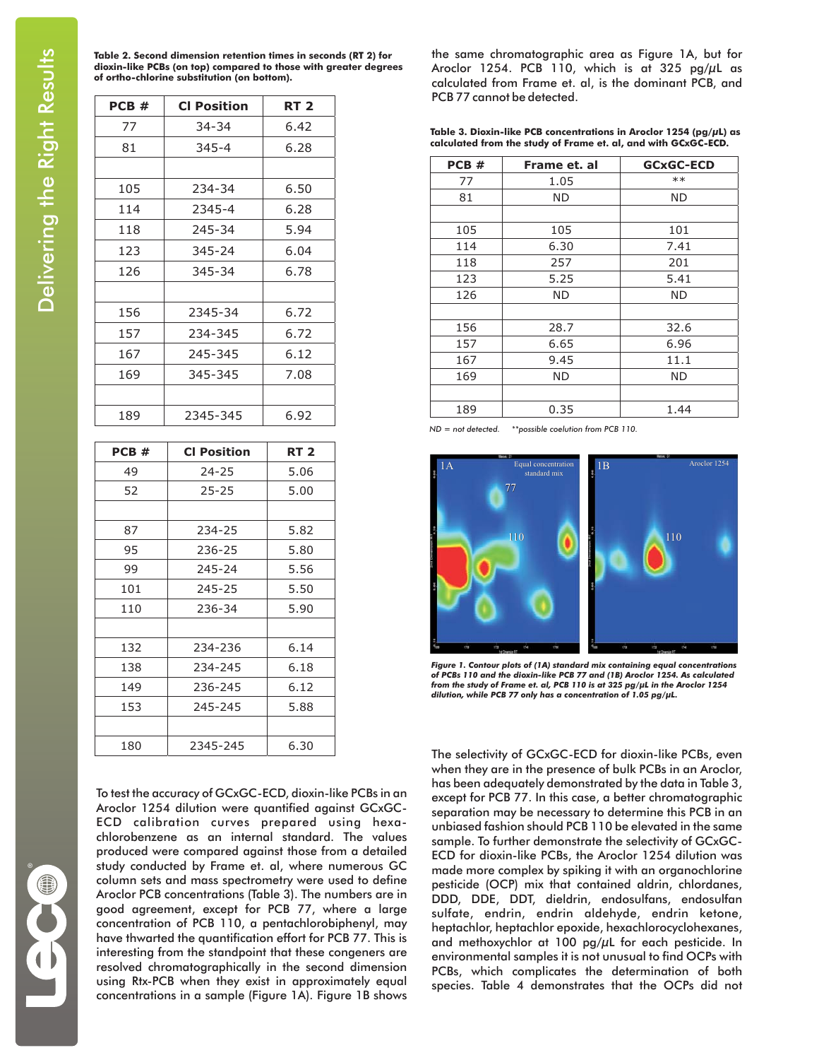**Table 2. Second dimension retention times in seconds (RT 2) for dioxin-like PCBs (on top) compared to those with greater degrees of ortho-chlorine substitution (on bottom).**

| PCB # | Cl Position | RT 2 |
|---|---|---|
| 77 | 34-34 | 6.42 |
| 81 | 345-4 | 6.28 |
| | | |
| 105 | 234-34 | 6.50 |
| 114 | 2345-4 | 6.28 |
| 118 | 245-34 | 5.94 |
| 123 | 345-24 | 6.04 |
| 126 | 345-34 | 6.78 |
| | | |
| 156 | 2345-34 | 6.72 |
| 157 | 234-345 | 6.72 |
| 167 | 245-345 | 6.12 |
| 169 | 345-345 | 7.08 |
| | | |
| 189 | 2345-345 | 6.92 |

| PCB # | Cl Position | RT 2 |
|---|---|---|
| 49 | 24-25 | 5.06 |
| 52 | 25-25 | 5.00 |
| | | |
| 87 | 234-25 | 5.82 |
| 95 | 236-25 | 5.80 |
| 99 | 245-24 | 5.56 |
| 101 | 245-25 | 5.50 |
| 110 | 236-34 | 5.90 |
| | | |
| 132 | 234-236 | 6.14 |
| 138 | 234-245 | 6.18 |
| 149 | 236-245 | 6.12 |
| 153 | 245-245 | 5.88 |
| | | |
| 180 | 2345-245 | 6.30 |

To test the accuracy of GCxGC-ECD, dioxin-like PCBs in an Aroclor 1254 dilution were quantified against GCxGC-ECD calibration curves prepared using hexachlorobenzene as an internal standard. The values produced were compared against those from a detailed study conducted by Frame et. al, where numerous GC column sets and mass spectrometry were used to define Aroclor PCB concentrations (Table 3). The numbers are in good agreement, except for PCB 77, where a large concentration of PCB 110, a pentachlorobiphenyl, may have thwarted the quantification effort for PCB 77. This is interesting from the standpoint that these congeners are resolved chromatographically in the second dimension using Rtx-PCB when they exist in approximately equal concentrations in a sample (Figure 1A). Figure 1B shows the same chromatographic area as Figure 1A, but for Aroclor 1254. PCB 110, which is at 325 pg/μL as calculated from Frame et. al, is the dominant PCB, and PCB 77 cannot be detected.

**Table 3. Dioxin-like PCB concentrations in Aroclor 1254 (pg/μL) as calculated from the study of Frame et. al, and with GCxGC-ECD.**

| PCB # | Frame et. al | GCxGC-ECD |
|---|---|---|
| 77 | 1.05 | ** |
| 81 | ND | ND |
| | | |
| 105 | 105 | 101 |
| 114 | 6.30 | 7.41 |
| 118 | 257 | 201 |
| 123 | 5.25 | 5.41 |
| 126 | ND | ND |
| | | |
| 156 | 28.7 | 32.6 |
| 157 | 6.65 | 6.96 |
| 167 | 9.45 | 11.1 |
| 169 | ND | ND |
| | | |
| 189 | 0.35 | 1.44 |

*ND = not detected. **possible coelution from PCB 110.*

*Figure 1. Contour plots of (1A) standard mix containing equal concentrations of PCBs 110 and the dioxin-like PCB 77 and (1B) Aroclor 1254. As calculated from the study of Frame et. al, PCB 110 is at 325 pg/μL in the Aroclor 1254 dilution, while PCB 77 only has a concentration of 1.05 pg/μL.*

The selectivity of GCxGC-ECD for dioxin-like PCBs, even when they are in the presence of bulk PCBs in an Aroclor, has been adequately demonstrated by the data in Table 3, except for PCB 77. In this case, a better chromatographic separation may be necessary to determine this PCB in an unbiased fashion should PCB 110 be elevated in the same sample. To further demonstrate the selectivity of GCxGC-ECD for dioxin-like PCBs, the Aroclor 1254 dilution was made more complex by spiking it with an organochlorine pesticide (OCP) mix that contained aldrin, chlordanes, DDD, DDE, DDT, dieldrin, endosulfans, endosulfan sulfate, endrin, endrin aldehyde, endrin ketone, heptachlor, heptachlor epoxide, hexachlorocyclohexanes, and methoxychlor at 100 pg/μL for each pesticide. In environmental samples it is not unusual to find OCPs with PCBs, which complicates the determination of both species. Table 4 demonstrates that the OCPs did not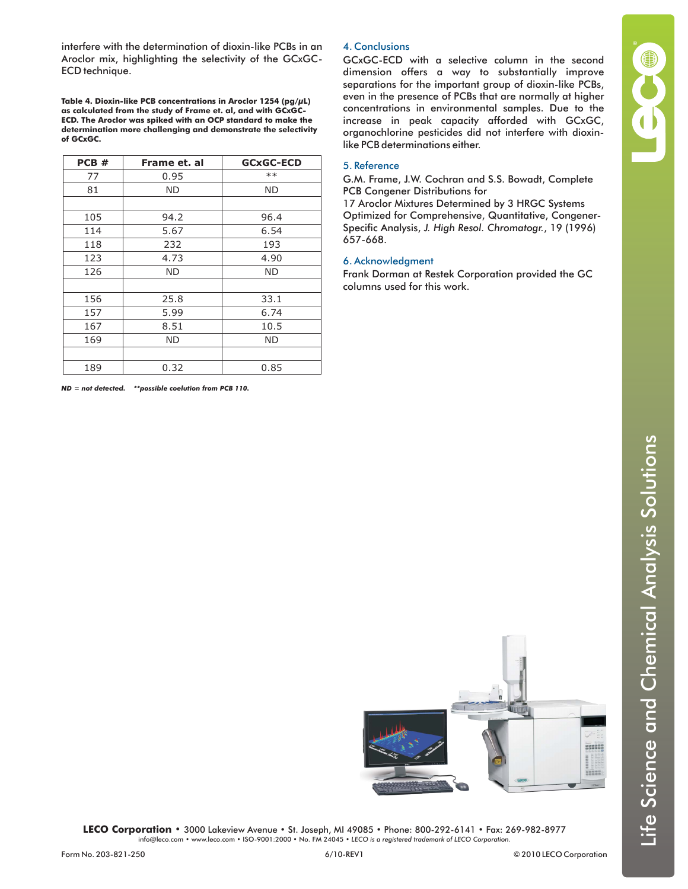interfere with the determination of dioxin-like PCBs in an Aroclor mix, highlighting the selectivity of the GCxGC-ECD technique.

**Table 4. Dioxin-like PCB concentrations in Aroclor 1254 (pg/µL) as calculated from the study of Frame et. al, and with GCxGC-ECD. The Aroclor was spiked with an OCP standard to make the determination more challenging and demonstrate the selectivity of GCxGC.**

| PCB # | Frame et. al | GCxGC-ECD |
|---|---|---|
| 77 | 0.95 | ** |
| 81 | ND | ND |
| | | |
| 105 | 94.2 | 96.4 |
| 114 | 5.67 | 6.54 |
| 118 | 232 | 193 |
| 123 | 4.73 | 4.90 |
| 126 | ND | ND |
| | | |
| 156 | 25.8 | 33.1 |
| 157 | 5.99 | 6.74 |
| 167 | 8.51 | 10.5 |
| 169 | ND | ND |
| | | |
| 189 | 0.32 | 0.85 |

***ND = not detected.    **possible coelution from PCB 110.***

## 4. Conclusions

GCxGC-ECD with a selective column in the second dimension offers a way to substantially improve separations for the important group of dioxin-like PCBs, even in the presence of PCBs that are normally at higher concentrations in environmental samples. Due to the increase in peak capacity afforded with GCxGC, organochlorine pesticides did not interfere with dioxin-like PCB determinations either.

## 5. Reference

G.M. Frame, J.W. Cochran and S.S. Bowadt, Complete PCB Congener Distributions for 17 Aroclor Mixtures Determined by 3 HRGC Systems Optimized for Comprehensive, Quantitative, Congener-Specific Analysis, *J. High Resol. Chromatogr.*, 19 (1996) 657-668.

## 6. Acknowledgment

Frank Dorman at Restek Corporation provided the GC columns used for this work.

Life Science and Chemical Analysis Solutions

**LECO Corporation** • 3000 Lakeview Avenue • St. Joseph, MI 49085 • Phone: 800-292-6141 • Fax: 269-982-8977
info@leco.com • www.leco.com • ISO-9001:2000 • No. FM 24045 • *LECO is a registered trademark of LECO Corporation.*

Form No. 203-821-250    6/10-REV1    © 2010 LECO Corporation